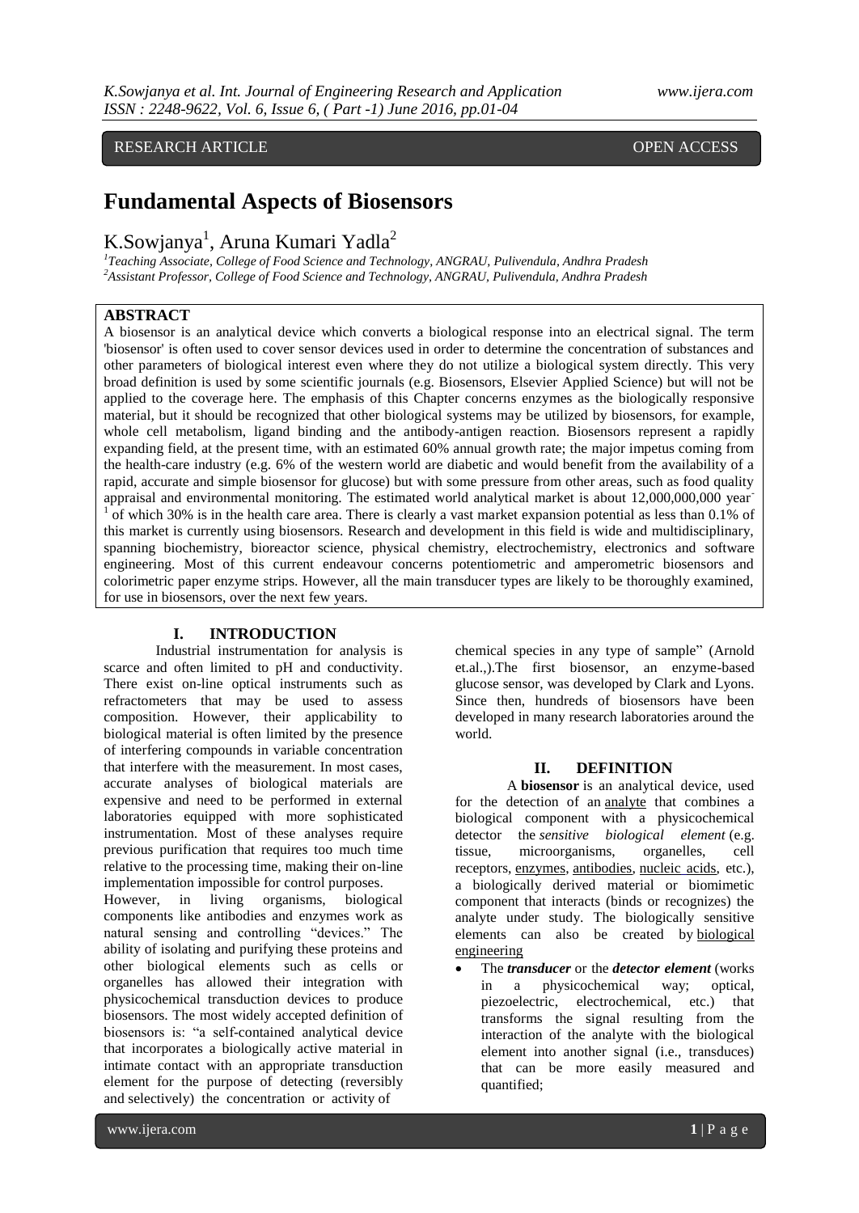RESEARCH ARTICLE OPEN ACCESS

# Fundamental Aspects of Biosensors

K.Sowjanya[1], Aruna Kumari Yadla[2]

[1]Teaching Associate, College of Food Science and Technology, ANGRAU, Pulivendula, Andhra Pradesh
[2]Assistant Professor, College of Food Science and Technology, ANGRAU, Pulivendula, Andhra Pradesh

## ABSTRACT

A biosensor is an analytical device which converts a biological response into an electrical signal. The term 'biosensor' is often used to cover sensor devices used in order to determine the concentration of substances and other parameters of biological interest even where they do not utilize a biological system directly. This very broad definition is used by some scientific journals (e.g. Biosensors, Elsevier Applied Science) but will not be applied to the coverage here. The emphasis of this Chapter concerns enzymes as the biologically responsive material, but it should be recognized that other biological systems may be utilized by biosensors, for example, whole cell metabolism, ligand binding and the antibody-antigen reaction. Biosensors represent a rapidly expanding field, at the present time, with an estimated 60% annual growth rate; the major impetus coming from the health-care industry (e.g. 6% of the western world are diabetic and would benefit from the availability of a rapid, accurate and simple biosensor for glucose) but with some pressure from other areas, such as food quality appraisal and environmental monitoring. The estimated world analytical market is about 12,000,000,000 year$^{-1}$ of which 30% is in the health care area. There is clearly a vast market expansion potential as less than 0.1% of this market is currently using biosensors. Research and development in this field is wide and multidisciplinary, spanning biochemistry, bioreactor science, physical chemistry, electrochemistry, electronics and software engineering. Most of this current endeavour concerns potentiometric and amperometric biosensors and colorimetric paper enzyme strips. However, all the main transducer types are likely to be thoroughly examined, for use in biosensors, over the next few years.

## I. INTRODUCTION

Industrial instrumentation for analysis is scarce and often limited to pH and conductivity. There exist on-line optical instruments such as refractometers that may be used to assess composition. However, their applicability to biological material is often limited by the presence of interfering compounds in variable concentration that interfere with the measurement. In most cases, accurate analyses of biological materials are expensive and need to be performed in external laboratories equipped with more sophisticated instrumentation. Most of these analyses require previous purification that requires too much time relative to the processing time, making their on-line implementation impossible for control purposes.

However, in living organisms, biological components like antibodies and enzymes work as natural sensing and controlling "devices." The ability of isolating and purifying these proteins and other biological elements such as cells or organelles has allowed their integration with physicochemical transduction devices to produce biosensors. The most widely accepted definition of biosensors is: "a self-contained analytical device that incorporates a biologically active material in intimate contact with an appropriate transduction element for the purpose of detecting (reversibly and selectively) the concentration or activity of chemical species in any type of sample" (Arnold et.al.,).The first biosensor, an enzyme-based glucose sensor, was developed by Clark and Lyons. Since then, hundreds of biosensors have been developed in many research laboratories around the world.

## II. DEFINITION

A **biosensor** is an analytical device, used for the detection of an analyte that combines a biological component with a physicochemical detector the *sensitive biological element* (e.g. tissue, microorganisms, organelles, cell receptors, enzymes, antibodies, nucleic acids, etc.), a biologically derived material or biomimetic component that interacts (binds or recognizes) the analyte under study. The biologically sensitive elements can also be created by biological engineering

- The ***transducer*** or the ***detector element*** (works in a physicochemical way; optical, piezoelectric, electrochemical, etc.) that transforms the signal resulting from the interaction of the analyte with the biological element into another signal (i.e., transduces) that can be more easily measured and quantified;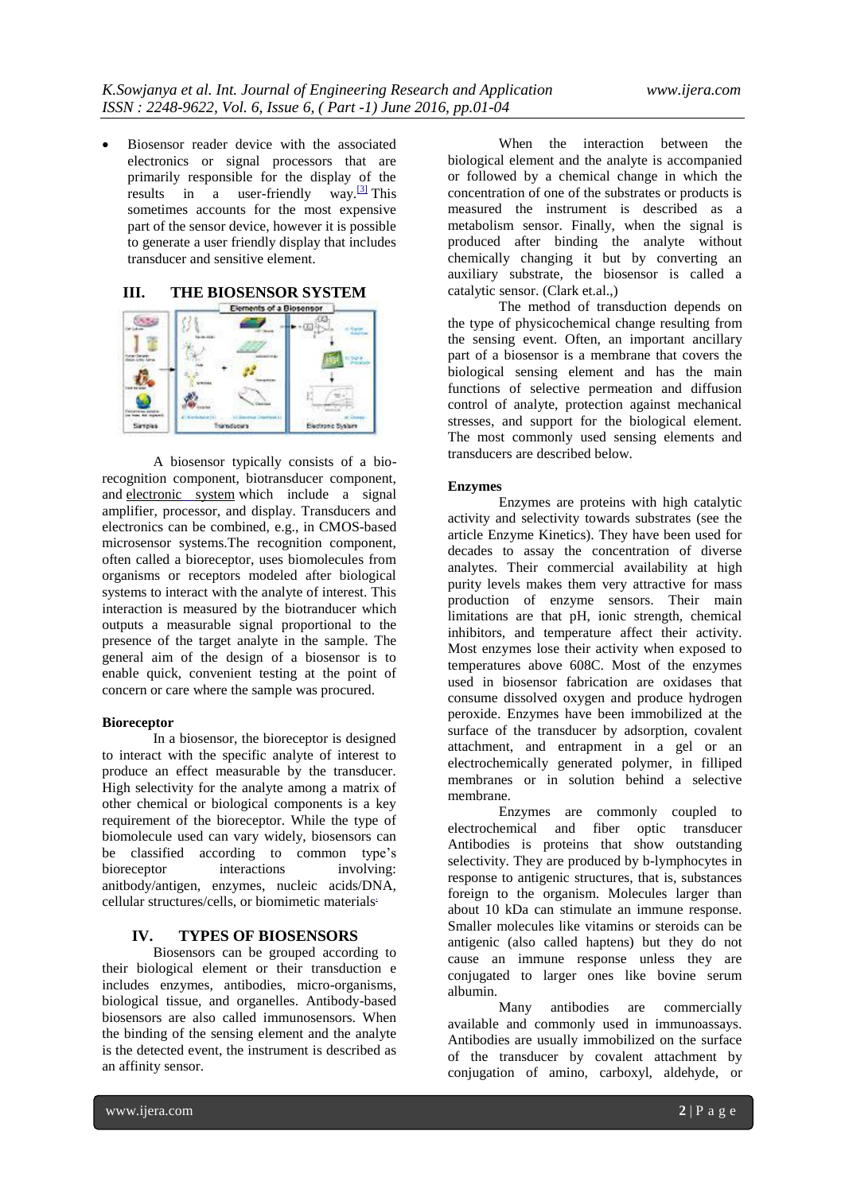- Biosensor reader device with the associated electronics or signal processors that are primarily responsible for the display of the results in a user-friendly way.[3] This sometimes accounts for the most expensive part of the sensor device, however it is possible to generate a user friendly display that includes transducer and sensitive element.

## III. THE BIOSENSOR SYSTEM

A biosensor typically consists of a bio-recognition component, biotransducer component, and electronic system which include a signal amplifier, processor, and display. Transducers and electronics can be combined, e.g., in CMOS-based microsensor systems.The recognition component, often called a bioreceptor, uses biomolecules from organisms or receptors modeled after biological systems to interact with the analyte of interest. This interaction is measured by the biotranducer which outputs a measurable signal proportional to the presence of the target analyte in the sample. The general aim of the design of a biosensor is to enable quick, convenient testing at the point of concern or care where the sample was procured.

**Bioreceptor**

In a biosensor, the bioreceptor is designed to interact with the specific analyte of interest to produce an effect measurable by the transducer. High selectivity for the analyte among a matrix of other chemical or biological components is a key requirement of the bioreceptor. While the type of biomolecule used can vary widely, biosensors can be classified according to common type's bioreceptor interactions involving: anitbody/antigen, enzymes, nucleic acids/DNA, cellular structures/cells, or biomimetic materials.

## IV. TYPES OF BIOSENSORS

Biosensors can be grouped according to their biological element or their transduction e includes enzymes, antibodies, micro-organisms, biological tissue, and organelles. Antibody-based biosensors are also called immunosensors. When the binding of the sensing element and the analyte is the detected event, the instrument is described as an affinity sensor.

When the interaction between the biological element and the analyte is accompanied or followed by a chemical change in which the concentration of one of the substrates or products is measured the instrument is described as a metabolism sensor. Finally, when the signal is produced after binding the analyte without chemically changing it but by converting an auxiliary substrate, the biosensor is called a catalytic sensor. (Clark et.al.,)

The method of transduction depends on the type of physicochemical change resulting from the sensing event. Often, an important ancillary part of a biosensor is a membrane that covers the biological sensing element and has the main functions of selective permeation and diffusion control of analyte, protection against mechanical stresses, and support for the biological element. The most commonly used sensing elements and transducers are described below.

**Enzymes**

Enzymes are proteins with high catalytic activity and selectivity towards substrates (see the article Enzyme Kinetics). They have been used for decades to assay the concentration of diverse analytes. Their commercial availability at high purity levels makes them very attractive for mass production of enzyme sensors. Their main limitations are that pH, ionic strength, chemical inhibitors, and temperature affect their activity. Most enzymes lose their activity when exposed to temperatures above 608C. Most of the enzymes used in biosensor fabrication are oxidases that consume dissolved oxygen and produce hydrogen peroxide. Enzymes have been immobilized at the surface of the transducer by adsorption, covalent attachment, and entrapment in a gel or an electrochemically generated polymer, in filliped membranes or in solution behind a selective membrane.

Enzymes are commonly coupled to electrochemical and fiber optic transducer Antibodies is proteins that show outstanding selectivity. They are produced by b-lymphocytes in response to antigenic structures, that is, substances foreign to the organism. Molecules larger than about 10 kDa can stimulate an immune response. Smaller molecules like vitamins or steroids can be antigenic (also called haptens) but they do not cause an immune response unless they are conjugated to larger ones like bovine serum albumin.

Many antibodies are commercially available and commonly used in immunoassays. Antibodies are usually immobilized on the surface of the transducer by covalent attachment by conjugation of amino, carboxyl, aldehyde, or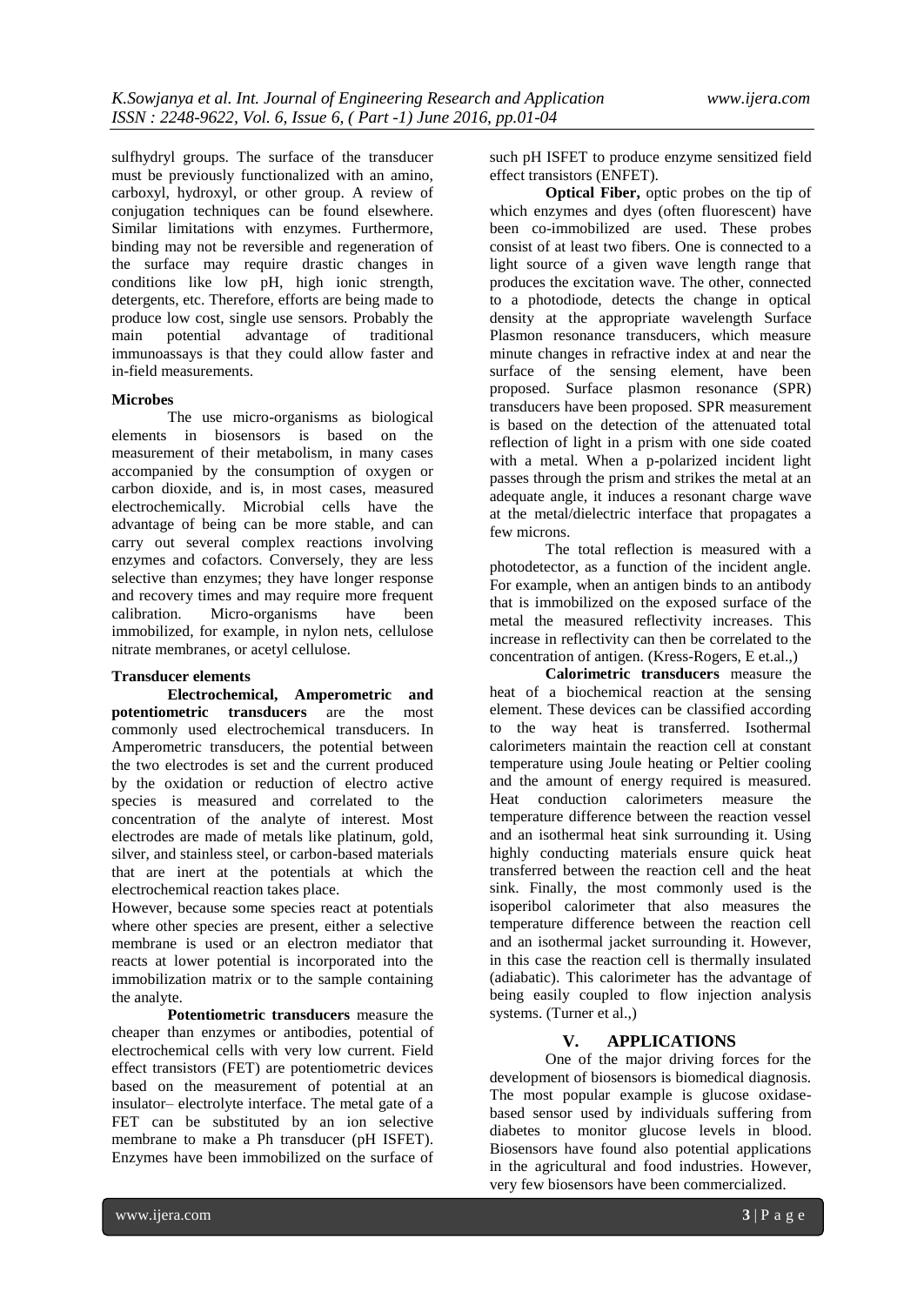sulfhydryl groups. The surface of the transducer must be previously functionalized with an amino, carboxyl, hydroxyl, or other group. A review of conjugation techniques can be found elsewhere. Similar limitations with enzymes. Furthermore, binding may not be reversible and regeneration of the surface may require drastic changes in conditions like low pH, high ionic strength, detergents, etc. Therefore, efforts are being made to produce low cost, single use sensors. Probably the main potential advantage of traditional immunoassays is that they could allow faster and in-field measurements.

**Microbes**

The use micro-organisms as biological elements in biosensors is based on the measurement of their metabolism, in many cases accompanied by the consumption of oxygen or carbon dioxide, and is, in most cases, measured electrochemically. Microbial cells have the advantage of being can be more stable, and can carry out several complex reactions involving enzymes and cofactors. Conversely, they are less selective than enzymes; they have longer response and recovery times and may require more frequent calibration. Micro-organisms have been immobilized, for example, in nylon nets, cellulose nitrate membranes, or acetyl cellulose.

**Transducer elements**

**Electrochemical, Amperometric and potentiometric transducers** are the most commonly used electrochemical transducers. In Amperometric transducers, the potential between the two electrodes is set and the current produced by the oxidation or reduction of electro active species is measured and correlated to the concentration of the analyte of interest. Most electrodes are made of metals like platinum, gold, silver, and stainless steel, or carbon-based materials that are inert at the potentials at which the electrochemical reaction takes place.

However, because some species react at potentials where other species are present, either a selective membrane is used or an electron mediator that reacts at lower potential is incorporated into the immobilization matrix or to the sample containing the analyte.

**Potentiometric transducers** measure the cheaper than enzymes or antibodies, potential of electrochemical cells with very low current. Field effect transistors (FET) are potentiometric devices based on the measurement of potential at an insulator– electrolyte interface. The metal gate of a FET can be substituted by an ion selective membrane to make a Ph transducer (pH ISFET). Enzymes have been immobilized on the surface of such pH ISFET to produce enzyme sensitized field effect transistors (ENFET).

**Optical Fiber,** optic probes on the tip of which enzymes and dyes (often fluorescent) have been co-immobilized are used. These probes consist of at least two fibers. One is connected to a light source of a given wave length range that produces the excitation wave. The other, connected to a photodiode, detects the change in optical density at the appropriate wavelength Surface Plasmon resonance transducers, which measure minute changes in refractive index at and near the surface of the sensing element, have been proposed. Surface plasmon resonance (SPR) transducers have been proposed. SPR measurement is based on the detection of the attenuated total reflection of light in a prism with one side coated with a metal. When a p-polarized incident light passes through the prism and strikes the metal at an adequate angle, it induces a resonant charge wave at the metal/dielectric interface that propagates a few microns.

The total reflection is measured with a photodetector, as a function of the incident angle. For example, when an antigen binds to an antibody that is immobilized on the exposed surface of the metal the measured reflectivity increases. This increase in reflectivity can then be correlated to the concentration of antigen. (Kress-Rogers, E et.al.,)

**Calorimetric transducers** measure the heat of a biochemical reaction at the sensing element. These devices can be classified according to the way heat is transferred. Isothermal calorimeters maintain the reaction cell at constant temperature using Joule heating or Peltier cooling and the amount of energy required is measured. Heat conduction calorimeters measure the temperature difference between the reaction vessel and an isothermal heat sink surrounding it. Using highly conducting materials ensure quick heat transferred between the reaction cell and the heat sink. Finally, the most commonly used is the isoperibol calorimeter that also measures the temperature difference between the reaction cell and an isothermal jacket surrounding it. However, in this case the reaction cell is thermally insulated (adiabatic). This calorimeter has the advantage of being easily coupled to flow injection analysis systems. (Turner et al.,)

## V. APPLICATIONS

One of the major driving forces for the development of biosensors is biomedical diagnosis. The most popular example is glucose oxidase-based sensor used by individuals suffering from diabetes to monitor glucose levels in blood. Biosensors have found also potential applications in the agricultural and food industries. However, very few biosensors have been commercialized.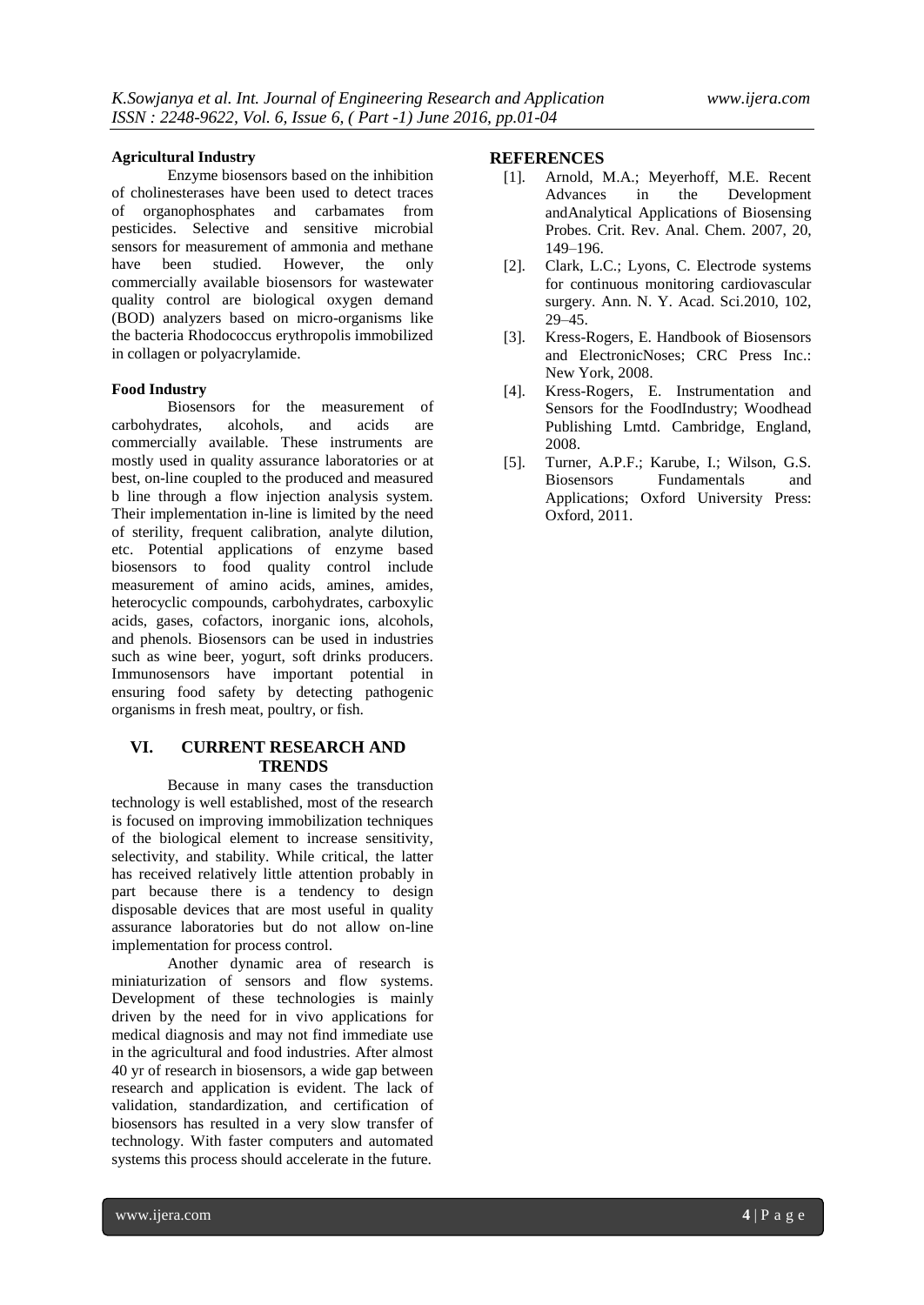**Agricultural Industry**

Enzyme biosensors based on the inhibition of cholinesterases have been used to detect traces of organophosphates and carbamates from pesticides. Selective and sensitive microbial sensors for measurement of ammonia and methane have been studied. However, the only commercially available biosensors for wastewater quality control are biological oxygen demand (BOD) analyzers based on micro-organisms like the bacteria Rhodococcus erythropolis immobilized in collagen or polyacrylamide.

**Food Industry**

Biosensors for the measurement of carbohydrates, alcohols, and acids are commercially available. These instruments are mostly used in quality assurance laboratories or at best, on-line coupled to the produced and measured b line through a flow injection analysis system. Their implementation in-line is limited by the need of sterility, frequent calibration, analyte dilution, etc. Potential applications of enzyme based biosensors to food quality control include measurement of amino acids, amines, amides, heterocyclic compounds, carbohydrates, carboxylic acids, gases, cofactors, inorganic ions, alcohols, and phenols. Biosensors can be used in industries such as wine beer, yogurt, soft drinks producers. Immunosensors have important potential in ensuring food safety by detecting pathogenic organisms in fresh meat, poultry, or fish.

## VI. CURRENT RESEARCH AND TRENDS

Because in many cases the transduction technology is well established, most of the research is focused on improving immobilization techniques of the biological element to increase sensitivity, selectivity, and stability. While critical, the latter has received relatively little attention probably in part because there is a tendency to design disposable devices that are most useful in quality assurance laboratories but do not allow on-line implementation for process control.

Another dynamic area of research is miniaturization of sensors and flow systems. Development of these technologies is mainly driven by the need for in vivo applications for medical diagnosis and may not find immediate use in the agricultural and food industries. After almost 40 yr of research in biosensors, a wide gap between research and application is evident. The lack of validation, standardization, and certification of biosensors has resulted in a very slow transfer of technology. With faster computers and automated systems this process should accelerate in the future.

## REFERENCES

[1]. Arnold, M.A.; Meyerhoff, M.E. Recent Advances in the Development andAnalytical Applications of Biosensing Probes. Crit. Rev. Anal. Chem. 2007, 20, 149–196.

[2]. Clark, L.C.; Lyons, C. Electrode systems for continuous monitoring cardiovascular surgery. Ann. N. Y. Acad. Sci.2010, 102, 29–45.

[3]. Kress-Rogers, E. Handbook of Biosensors and ElectronicNoses; CRC Press Inc.: New York, 2008.

[4]. Kress-Rogers, E. Instrumentation and Sensors for the FoodIndustry; Woodhead Publishing Lmtd. Cambridge, England, 2008.

[5]. Turner, A.P.F.; Karube, I.; Wilson, G.S. Biosensors Fundamentals and Applications; Oxford University Press: Oxford, 2011.